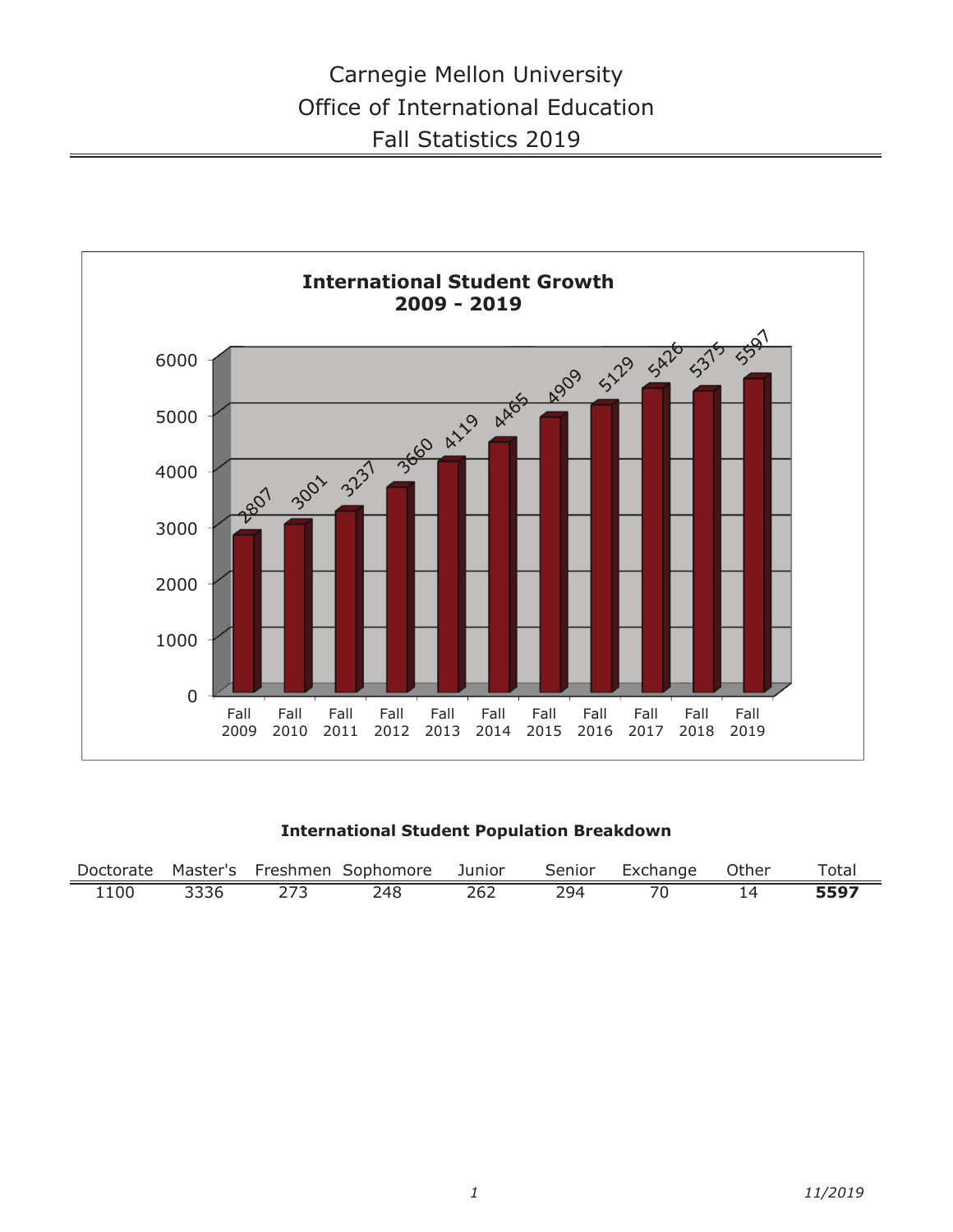# Carnegie Mellon University
## Office of International Education
## Fall Statistics 2019

**International Student Growth 2009 - 2019**

| Fall 2009 | Fall 2010 | Fall 2011 | Fall 2012 | Fall 2013 | Fall 2014 | Fall 2015 | Fall 2016 | Fall 2017 | Fall 2018 | Fall 2019 |
|---|---|---|---|---|---|---|---|---|---|---|
| 2807 | 3001 | 3237 | 3660 | 4119 | 4465 | 4909 | 5129 | 5426 | 5375 | 5597 |

**International Student Population Breakdown**

| Doctorate | Master's | Freshmen | Sophomore | Junior | Senior | Exchange | Other | Total |
|---|---|---|---|---|---|---|---|---|
| 1100 | 3336 | 273 | 248 | 262 | 294 | 70 | 14 | **5597** |

*11/2019*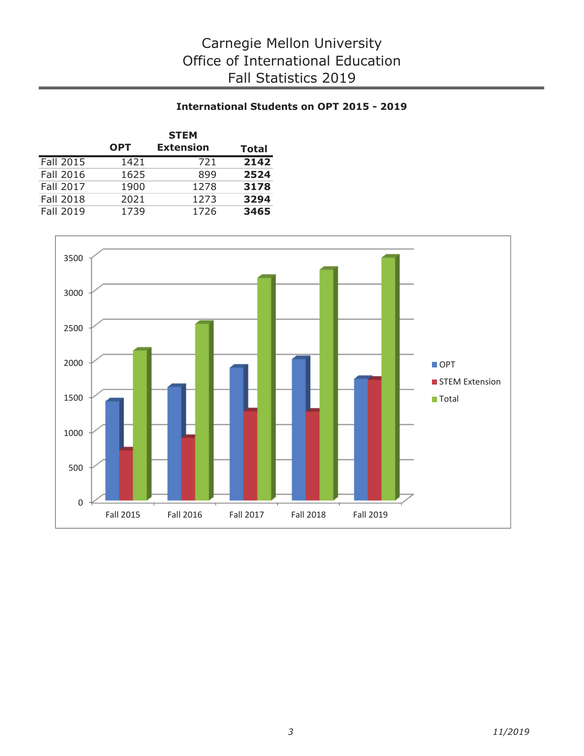# Carnegie Mellon University
# Office of International Education
# Fall Statistics 2019

## International Students on OPT 2015 - 2019

| | OPT | STEM Extension | Total |
|---|---|---|---|
| Fall 2015 | 1421 | 721 | **2142** |
| Fall 2016 | 1625 | 899 | **2524** |
| Fall 2017 | 1900 | 1278 | **3178** |
| Fall 2018 | 2021 | 1273 | **3294** |
| Fall 2019 | 1739 | 1726 | **3465** |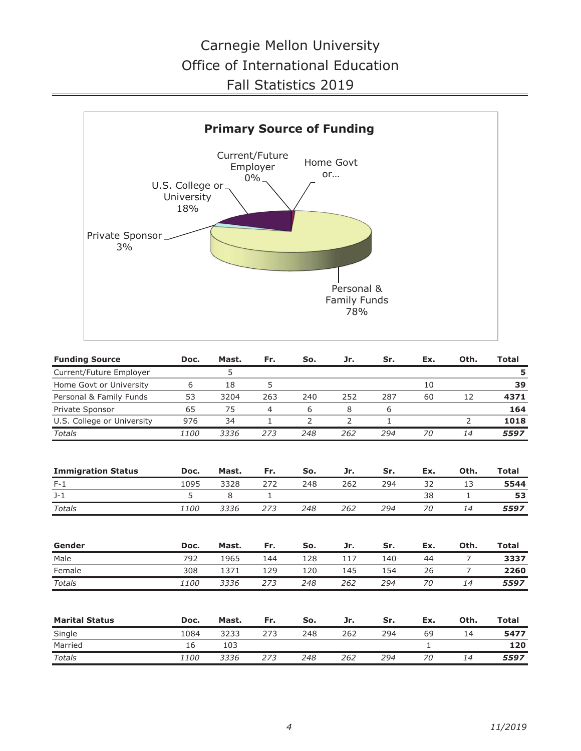# Carnegie Mellon University
# Office of International Education
# Fall Statistics 2019

## Primary Source of Funding

- Current/Future Employer 0%
- Home Govt or…
- U.S. College or University 18%
- Private Sponsor 3%
- Personal & Family Funds 78%

| **Funding Source** | **Doc.** | **Mast.** | **Fr.** | **So.** | **Jr.** | **Sr.** | **Ex.** | **Oth.** | **Total** |
|---|---|---|---|---|---|---|---|---|---|
| Current/Future Employer | | 5 | | | | | | | **5** |
| Home Govt or University | 6 | 18 | 5 | | | | 10 | | **39** |
| Personal & Family Funds | 53 | 3204 | 263 | 240 | 252 | 287 | 60 | 12 | **4371** |
| Private Sponsor | 65 | 75 | 4 | 6 | 8 | 6 | | | **164** |
| U.S. College or University | 976 | 34 | 1 | 2 | 2 | 1 | | 2 | **1018** |
| *Totals* | *1100* | *3336* | *273* | *248* | *262* | *294* | *70* | *14* | ***5597*** |

| **Immigration Status** | **Doc.** | **Mast.** | **Fr.** | **So.** | **Jr.** | **Sr.** | **Ex.** | **Oth.** | **Total** |
|---|---|---|---|---|---|---|---|---|---|
| F-1 | 1095 | 3328 | 272 | 248 | 262 | 294 | 32 | 13 | **5544** |
| J-1 | 5 | 8 | 1 | | | | 38 | 1 | **53** |
| *Totals* | *1100* | *3336* | *273* | *248* | *262* | *294* | *70* | *14* | ***5597*** |

| **Gender** | **Doc.** | **Mast.** | **Fr.** | **So.** | **Jr.** | **Sr.** | **Ex.** | **Oth.** | **Total** |
|---|---|---|---|---|---|---|---|---|---|
| Male | 792 | 1965 | 144 | 128 | 117 | 140 | 44 | 7 | **3337** |
| Female | 308 | 1371 | 129 | 120 | 145 | 154 | 26 | 7 | **2260** |
| *Totals* | *1100* | *3336* | *273* | *248* | *262* | *294* | *70* | *14* | ***5597*** |

| **Marital Status** | **Doc.** | **Mast.** | **Fr.** | **So.** | **Jr.** | **Sr.** | **Ex.** | **Oth.** | **Total** |
|---|---|---|---|---|---|---|---|---|---|
| Single | 1084 | 3233 | 273 | 248 | 262 | 294 | 69 | 14 | **5477** |
| Married | 16 | 103 | | | | | 1 | | **120** |
| *Totals* | *1100* | *3336* | *273* | *248* | *262* | *294* | *70* | *14* | ***5597*** |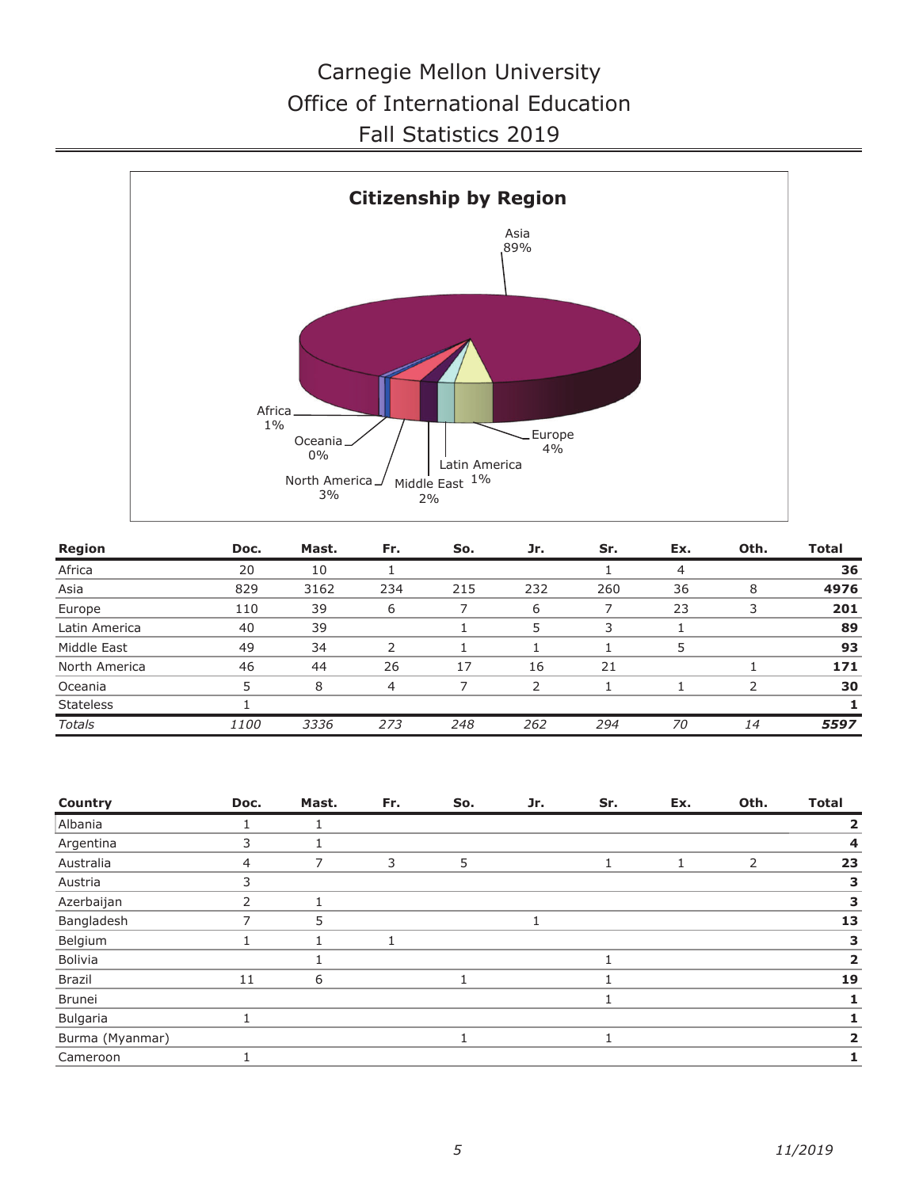# Carnegie Mellon University
## Office of International Education
## Fall Statistics 2019

**Citizenship by Region**

Asia 89%, Europe 4%, North America 3%, Middle East 2%, Latin America 1%, Africa 1%, Oceania 0%

| Region | Doc. | Mast. | Fr. | So. | Jr. | Sr. | Ex. | Oth. | Total |
|---|---|---|---|---|---|---|---|---|---|
| Africa | 20 | 10 | 1 | | | 1 | 4 | | **36** |
| Asia | 829 | 3162 | 234 | 215 | 232 | 260 | 36 | 8 | **4976** |
| Europe | 110 | 39 | 6 | 7 | 6 | 7 | 23 | 3 | **201** |
| Latin America | 40 | 39 | | 1 | 5 | 3 | 1 | | **89** |
| Middle East | 49 | 34 | 2 | 1 | 1 | 1 | 5 | | **93** |
| North America | 46 | 44 | 26 | 17 | 16 | 21 | | 1 | **171** |
| Oceania | 5 | 8 | 4 | 7 | 2 | 1 | 1 | 2 | **30** |
| Stateless | 1 | | | | | | | | **1** |
| *Totals* | *1100* | *3336* | *273* | *248* | *262* | *294* | *70* | *14* | ***5597*** |

| Country | Doc. | Mast. | Fr. | So. | Jr. | Sr. | Ex. | Oth. | Total |
|---|---|---|---|---|---|---|---|---|---|
| Albania | 1 | 1 | | | | | | | **2** |
| Argentina | 3 | 1 | | | | | | | **4** |
| Australia | 4 | 7 | 3 | 5 | | 1 | 1 | 2 | **23** |
| Austria | 3 | | | | | | | | **3** |
| Azerbaijan | 2 | 1 | | | | | | | **3** |
| Bangladesh | 7 | 5 | | | 1 | | | | **13** |
| Belgium | 1 | 1 | 1 | | | | | | **3** |
| Bolivia | | 1 | | | | 1 | | | **2** |
| Brazil | 11 | 6 | | 1 | | 1 | | | **19** |
| Brunei | | | | | | 1 | | | **1** |
| Bulgaria | 1 | | | | | | | | **1** |
| Burma (Myanmar) | | | | 1 | | 1 | | | **2** |
| Cameroon | 1 | | | | | | | | **1** |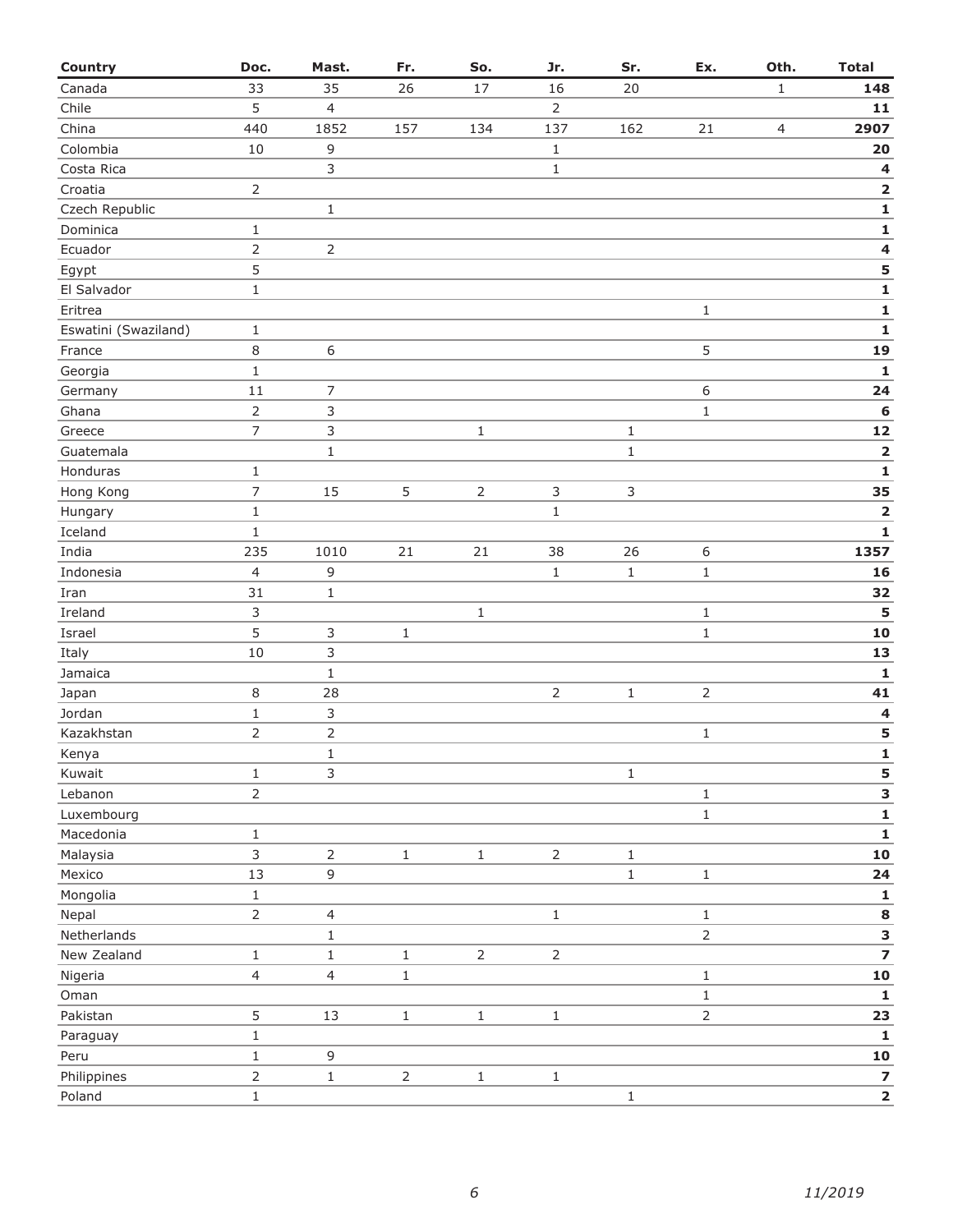| Country | Doc. | Mast. | Fr. | So. | Jr. | Sr. | Ex. | Oth. | Total |
|---|---|---|---|---|---|---|---|---|---|
| Canada | 33 | 35 | 26 | 17 | 16 | 20 | | 1 | **148** |
| Chile | 5 | 4 | | | 2 | | | | **11** |
| China | 440 | 1852 | 157 | 134 | 137 | 162 | 21 | 4 | **2907** |
| Colombia | 10 | 9 | | | 1 | | | | **20** |
| Costa Rica | | 3 | | | 1 | | | | **4** |
| Croatia | 2 | | | | | | | | **2** |
| Czech Republic | | 1 | | | | | | | **1** |
| Dominica | 1 | | | | | | | | **1** |
| Ecuador | 2 | 2 | | | | | | | **4** |
| Egypt | 5 | | | | | | | | **5** |
| El Salvador | 1 | | | | | | | | **1** |
| Eritrea | | | | | | | 1 | | **1** |
| Eswatini (Swaziland) | 1 | | | | | | | | **1** |
| France | 8 | 6 | | | | | 5 | | **19** |
| Georgia | 1 | | | | | | | | **1** |
| Germany | 11 | 7 | | | | | 6 | | **24** |
| Ghana | 2 | 3 | | | | | 1 | | **6** |
| Greece | 7 | 3 | | 1 | | 1 | | | **12** |
| Guatemala | | 1 | | | | 1 | | | **2** |
| Honduras | 1 | | | | | | | | **1** |
| Hong Kong | 7 | 15 | 5 | 2 | 3 | 3 | | | **35** |
| Hungary | 1 | | | | 1 | | | | **2** |
| Iceland | 1 | | | | | | | | **1** |
| India | 235 | 1010 | 21 | 21 | 38 | 26 | 6 | | **1357** |
| Indonesia | 4 | 9 | | | 1 | 1 | 1 | | **16** |
| Iran | 31 | 1 | | | | | | | **32** |
| Ireland | 3 | | | 1 | | | 1 | | **5** |
| Israel | 5 | 3 | 1 | | | | 1 | | **10** |
| Italy | 10 | 3 | | | | | | | **13** |
| Jamaica | | 1 | | | | | | | **1** |
| Japan | 8 | 28 | | | 2 | 1 | 2 | | **41** |
| Jordan | 1 | 3 | | | | | | | **4** |
| Kazakhstan | 2 | 2 | | | | | 1 | | **5** |
| Kenya | | 1 | | | | | | | **1** |
| Kuwait | 1 | 3 | | | | 1 | | | **5** |
| Lebanon | 2 | | | | | | 1 | | **3** |
| Luxembourg | | | | | | | 1 | | **1** |
| Macedonia | 1 | | | | | | | | **1** |
| Malaysia | 3 | 2 | 1 | 1 | 2 | 1 | | | **10** |
| Mexico | 13 | 9 | | | | 1 | 1 | | **24** |
| Mongolia | 1 | | | | | | | | **1** |
| Nepal | 2 | 4 | | | 1 | | 1 | | **8** |
| Netherlands | | 1 | | | | | 2 | | **3** |
| New Zealand | 1 | 1 | 1 | 2 | 2 | | | | **7** |
| Nigeria | 4 | 4 | 1 | | | | 1 | | **10** |
| Oman | | | | | | | 1 | | **1** |
| Pakistan | 5 | 13 | 1 | 1 | 1 | | 2 | | **23** |
| Paraguay | 1 | | | | | | | | **1** |
| Peru | 1 | 9 | | | | | | | **10** |
| Philippines | 2 | 1 | 2 | 1 | 1 | | | | **7** |
| Poland | 1 | | | | | 1 | | | **2** |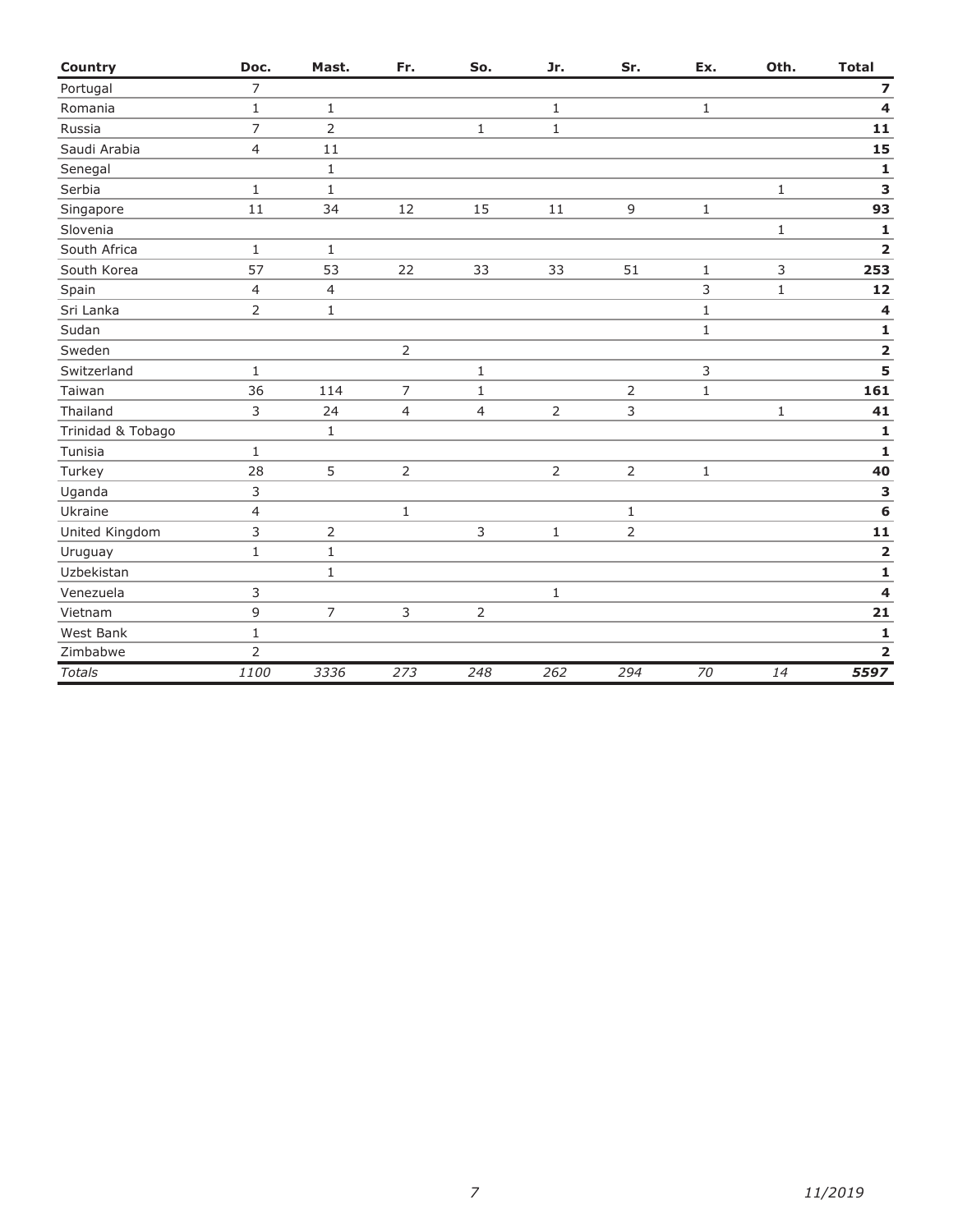| Country | Doc. | Mast. | Fr. | So. | Jr. | Sr. | Ex. | Oth. | Total |
|---|---|---|---|---|---|---|---|---|---|
| Portugal | 7 | | | | | | | | **7** |
| Romania | 1 | 1 | | | 1 | | 1 | | **4** |
| Russia | 7 | 2 | | 1 | 1 | | | | **11** |
| Saudi Arabia | 4 | 11 | | | | | | | **15** |
| Senegal | | 1 | | | | | | | **1** |
| Serbia | 1 | 1 | | | | | | 1 | **3** |
| Singapore | 11 | 34 | 12 | 15 | 11 | 9 | 1 | | **93** |
| Slovenia | | | | | | | | 1 | **1** |
| South Africa | 1 | 1 | | | | | | | **2** |
| South Korea | 57 | 53 | 22 | 33 | 33 | 51 | 1 | 3 | **253** |
| Spain | 4 | 4 | | | | | 3 | 1 | **12** |
| Sri Lanka | 2 | 1 | | | | | 1 | | **4** |
| Sudan | | | | | | | 1 | | **1** |
| Sweden | | | 2 | | | | | | **2** |
| Switzerland | 1 | | | 1 | | | 3 | | **5** |
| Taiwan | 36 | 114 | 7 | 1 | | 2 | 1 | | **161** |
| Thailand | 3 | 24 | 4 | 4 | 2 | 3 | | 1 | **41** |
| Trinidad & Tobago | | 1 | | | | | | | **1** |
| Tunisia | 1 | | | | | | | | **1** |
| Turkey | 28 | 5 | 2 | | 2 | 2 | 1 | | **40** |
| Uganda | 3 | | | | | | | | **3** |
| Ukraine | 4 | | 1 | | | 1 | | | **6** |
| United Kingdom | 3 | 2 | | 3 | 1 | 2 | | | **11** |
| Uruguay | 1 | 1 | | | | | | | **2** |
| Uzbekistan | | 1 | | | | | | | **1** |
| Venezuela | 3 | | | | 1 | | | | **4** |
| Vietnam | 9 | 7 | 3 | 2 | | | | | **21** |
| West Bank | 1 | | | | | | | | **1** |
| Zimbabwe | 2 | | | | | | | | **2** |
| *Totals* | *1100* | *3336* | *273* | *248* | *262* | *294* | *70* | *14* | ***5597*** |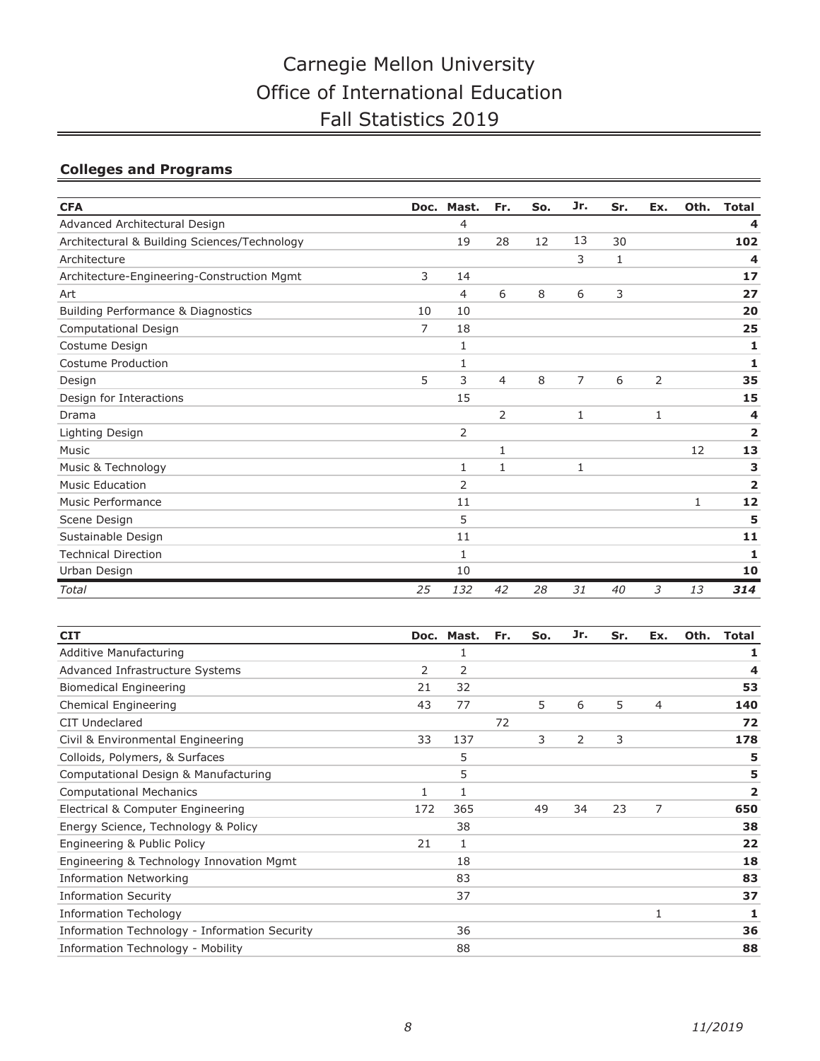# Carnegie Mellon University
# Office of International Education
# Fall Statistics 2019

## Colleges and Programs

| CFA | Doc. | Mast. | Fr. | So. | Jr. | Sr. | Ex. | Oth. | Total |
|---|---|---|---|---|---|---|---|---|---|
| Advanced Architectural Design | | 4 | | | | | | | **4** |
| Architectural & Building Sciences/Technology | | 19 | 28 | 12 | 13 | 30 | | | **102** |
| Architecture | | | | | 3 | 1 | | | **4** |
| Architecture-Engineering-Construction Mgmt | 3 | 14 | | | | | | | **17** |
| Art | | 4 | 6 | 8 | 6 | 3 | | | **27** |
| Building Performance & Diagnostics | 10 | 10 | | | | | | | **20** |
| Computational Design | 7 | 18 | | | | | | | **25** |
| Costume Design | | 1 | | | | | | | **1** |
| Costume Production | | 1 | | | | | | | **1** |
| Design | 5 | 3 | 4 | 8 | 7 | 6 | 2 | | **35** |
| Design for Interactions | | 15 | | | | | | | **15** |
| Drama | | | 2 | | 1 | | 1 | | **4** |
| Lighting Design | | 2 | | | | | | | **2** |
| Music | | | 1 | | | | | 12 | **13** |
| Music & Technology | | 1 | 1 | | 1 | | | | **3** |
| Music Education | | 2 | | | | | | | **2** |
| Music Performance | | 11 | | | | | | 1 | **12** |
| Scene Design | | 5 | | | | | | | **5** |
| Sustainable Design | | 11 | | | | | | | **11** |
| Technical Direction | | 1 | | | | | | | **1** |
| Urban Design | | 10 | | | | | | | **10** |
| *Total* | *25* | *132* | *42* | *28* | *31* | *40* | *3* | *13* | ***314*** |

| CIT | Doc. | Mast. | Fr. | So. | Jr. | Sr. | Ex. | Oth. | Total |
|---|---|---|---|---|---|---|---|---|---|
| Additive Manufacturing | | 1 | | | | | | | **1** |
| Advanced Infrastructure Systems | 2 | 2 | | | | | | | **4** |
| Biomedical Engineering | 21 | 32 | | | | | | | **53** |
| Chemical Engineering | 43 | 77 | | 5 | 6 | 5 | 4 | | **140** |
| CIT Undeclared | | | 72 | | | | | | **72** |
| Civil & Environmental Engineering | 33 | 137 | | 3 | 2 | 3 | | | **178** |
| Colloids, Polymers, & Surfaces | | 5 | | | | | | | **5** |
| Computational Design & Manufacturing | | 5 | | | | | | | **5** |
| Computational Mechanics | 1 | 1 | | | | | | | **2** |
| Electrical & Computer Engineering | 172 | 365 | | 49 | 34 | 23 | 7 | | **650** |
| Energy Science, Technology & Policy | | 38 | | | | | | | **38** |
| Engineering & Public Policy | 21 | 1 | | | | | | | **22** |
| Engineering & Technology Innovation Mgmt | | 18 | | | | | | | **18** |
| Information Networking | | 83 | | | | | | | **83** |
| Information Security | | 37 | | | | | | | **37** |
| Information Techology | | | | | | | 1 | | **1** |
| Information Technology - Information Security | | 36 | | | | | | | **36** |
| Information Technology - Mobility | | 88 | | | | | | | **88** |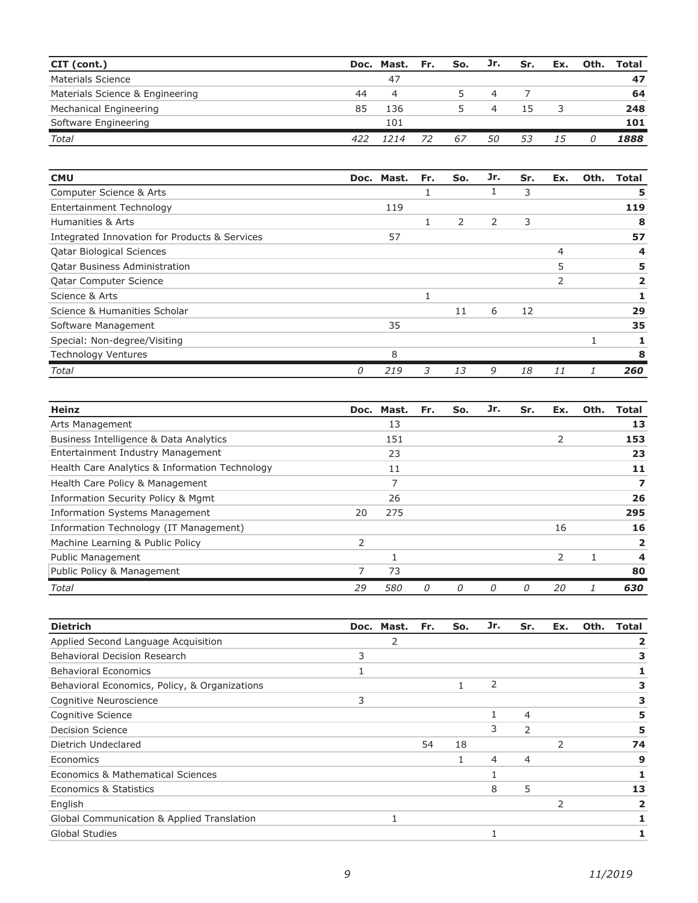| CIT (cont.) | Doc. | Mast. | Fr. | So. | Jr. | Sr. | Ex. | Oth. | Total |
|---|---|---|---|---|---|---|---|---|---|
| Materials Science | | 47 | | | | | | | **47** |
| Materials Science & Engineering | 44 | 4 | | 5 | 4 | 7 | | | **64** |
| Mechanical Engineering | 85 | 136 | | 5 | 4 | 15 | 3 | | **248** |
| Software Engineering | | 101 | | | | | | | **101** |
| *Total* | *422* | *1214* | *72* | *67* | *50* | *53* | *15* | *0* | ***1888*** |

| CMU | Doc. | Mast. | Fr. | So. | Jr. | Sr. | Ex. | Oth. | Total |
|---|---|---|---|---|---|---|---|---|---|
| Computer Science & Arts | | | 1 | | 1 | 3 | | | **5** |
| Entertainment Technology | | 119 | | | | | | | **119** |
| Humanities & Arts | | | 1 | 2 | 2 | 3 | | | **8** |
| Integrated Innovation for Products & Services | | 57 | | | | | | | **57** |
| Qatar Biological Sciences | | | | | | | 4 | | **4** |
| Qatar Business Administration | | | | | | | 5 | | **5** |
| Qatar Computer Science | | | | | | | 2 | | **2** |
| Science & Arts | | | 1 | | | | | | **1** |
| Science & Humanities Scholar | | | | 11 | 6 | 12 | | | **29** |
| Software Management | | 35 | | | | | | | **35** |
| Special: Non-degree/Visiting | | | | | | | | 1 | **1** |
| Technology Ventures | | 8 | | | | | | | **8** |
| *Total* | *0* | *219* | *3* | *13* | *9* | *18* | *11* | *1* | ***260*** |

| Heinz | Doc. | Mast. | Fr. | So. | Jr. | Sr. | Ex. | Oth. | Total |
|---|---|---|---|---|---|---|---|---|---|
| Arts Management | | 13 | | | | | | | **13** |
| Business Intelligence & Data Analytics | | 151 | | | | | 2 | | **153** |
| Entertainment Industry Management | | 23 | | | | | | | **23** |
| Health Care Analytics & Information Technology | | 11 | | | | | | | **11** |
| Health Care Policy & Management | | 7 | | | | | | | **7** |
| Information Security Policy & Mgmt | | 26 | | | | | | | **26** |
| Information Systems Management | 20 | 275 | | | | | | | **295** |
| Information Technology (IT Management) | | | | | | | 16 | | **16** |
| Machine Learning & Public Policy | 2 | | | | | | | | **2** |
| Public Management | | 1 | | | | | 2 | 1 | **4** |
| Public Policy & Management | 7 | 73 | | | | | | | **80** |
| *Total* | *29* | *580* | *0* | *0* | *0* | *0* | *20* | *1* | ***630*** |

| Dietrich | Doc. | Mast. | Fr. | So. | Jr. | Sr. | Ex. | Oth. | Total |
|---|---|---|---|---|---|---|---|---|---|
| Applied Second Language Acquisition | | 2 | | | | | | | **2** |
| Behavioral Decision Research | 3 | | | | | | | | **3** |
| Behavioral Economics | 1 | | | | | | | | **1** |
| Behavioral Economics, Policy, & Organizations | | | | 1 | 2 | | | | **3** |
| Cognitive Neuroscience | 3 | | | | | | | | **3** |
| Cognitive Science | | | | | 1 | 4 | | | **5** |
| Decision Science | | | | | 3 | 2 | | | **5** |
| Dietrich Undeclared | | | 54 | 18 | | | 2 | | **74** |
| Economics | | | | 1 | 4 | 4 | | | **9** |
| Economics & Mathematical Sciences | | | | | 1 | | | | **1** |
| Economics & Statistics | | | | | 8 | 5 | | | **13** |
| English | | | | | | | 2 | | **2** |
| Global Communication & Applied Translation | | 1 | | | | | | | **1** |
| Global Studies | | | | | 1 | | | | **1** |

11/2019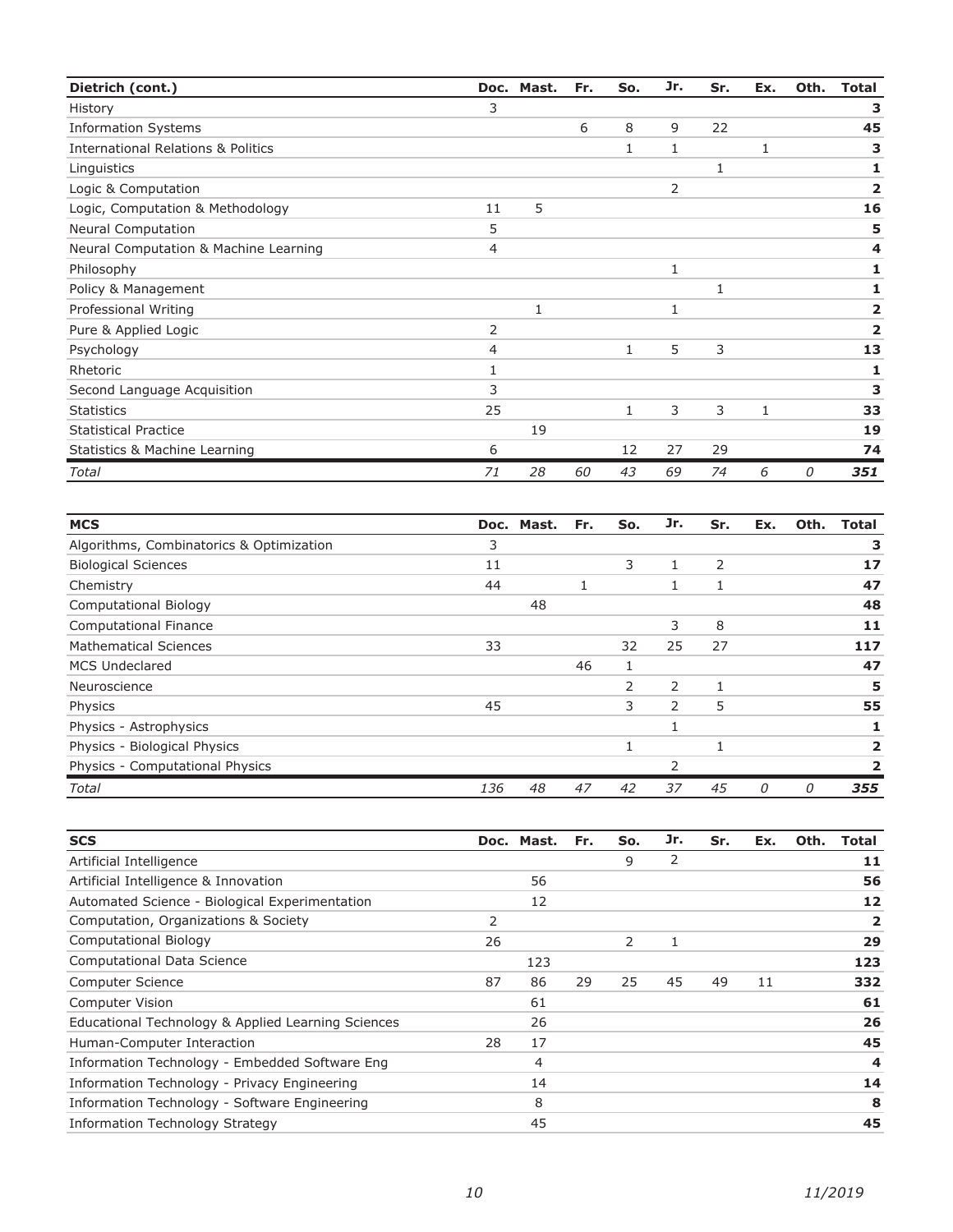| Dietrich (cont.) | Doc. | Mast. | Fr. | So. | Jr. | Sr. | Ex. | Oth. | Total |
|---|---|---|---|---|---|---|---|---|---|
| History | 3 | | | | | | | | **3** |
| Information Systems | | | 6 | 8 | 9 | 22 | | | **45** |
| International Relations & Politics | | | | 1 | 1 | | 1 | | **3** |
| Linguistics | | | | | | 1 | | | **1** |
| Logic & Computation | | | | | 2 | | | | **2** |
| Logic, Computation & Methodology | 11 | 5 | | | | | | | **16** |
| Neural Computation | 5 | | | | | | | | **5** |
| Neural Computation & Machine Learning | 4 | | | | | | | | **4** |
| Philosophy | | | | | 1 | | | | **1** |
| Policy & Management | | | | | | 1 | | | **1** |
| Professional Writing | | 1 | | | 1 | | | | **2** |
| Pure & Applied Logic | 2 | | | | | | | | **2** |
| Psychology | 4 | | | 1 | 5 | 3 | | | **13** |
| Rhetoric | 1 | | | | | | | | **1** |
| Second Language Acquisition | 3 | | | | | | | | **3** |
| Statistics | 25 | | | 1 | 3 | 3 | 1 | | **33** |
| Statistical Practice | | 19 | | | | | | | **19** |
| Statistics & Machine Learning | 6 | | | 12 | 27 | 29 | | | **74** |
| *Total* | *71* | *28* | *60* | *43* | *69* | *74* | *6* | *0* | ***351*** |

| MCS | Doc. | Mast. | Fr. | So. | Jr. | Sr. | Ex. | Oth. | Total |
|---|---|---|---|---|---|---|---|---|---|
| Algorithms, Combinatorics & Optimization | 3 | | | | | | | | **3** |
| Biological Sciences | 11 | | | 3 | 1 | 2 | | | **17** |
| Chemistry | 44 | | 1 | | 1 | 1 | | | **47** |
| Computational Biology | | 48 | | | | | | | **48** |
| Computational Finance | | | | | 3 | 8 | | | **11** |
| Mathematical Sciences | 33 | | | 32 | 25 | 27 | | | **117** |
| MCS Undeclared | | | 46 | 1 | | | | | **47** |
| Neuroscience | | | | 2 | 2 | 1 | | | **5** |
| Physics | 45 | | | 3 | 2 | 5 | | | **55** |
| Physics - Astrophysics | | | | | 1 | | | | **1** |
| Physics - Biological Physics | | | | 1 | | 1 | | | **2** |
| Physics - Computational Physics | | | | | 2 | | | | **2** |
| *Total* | *136* | *48* | *47* | *42* | *37* | *45* | *0* | *0* | ***355*** |

| SCS | Doc. | Mast. | Fr. | So. | Jr. | Sr. | Ex. | Oth. | Total |
|---|---|---|---|---|---|---|---|---|---|
| Artificial Intelligence | | | | 9 | 2 | | | | **11** |
| Artificial Intelligence & Innovation | | 56 | | | | | | | **56** |
| Automated Science - Biological Experimentation | | 12 | | | | | | | **12** |
| Computation, Organizations & Society | 2 | | | | | | | | **2** |
| Computational Biology | 26 | | | 2 | 1 | | | | **29** |
| Computational Data Science | | 123 | | | | | | | **123** |
| Computer Science | 87 | 86 | 29 | 25 | 45 | 49 | 11 | | **332** |
| Computer Vision | | 61 | | | | | | | **61** |
| Educational Technology & Applied Learning Sciences | | 26 | | | | | | | **26** |
| Human-Computer Interaction | 28 | 17 | | | | | | | **45** |
| Information Technology - Embedded Software Eng | | 4 | | | | | | | **4** |
| Information Technology - Privacy Engineering | | 14 | | | | | | | **14** |
| Information Technology - Software Engineering | | 8 | | | | | | | **8** |
| Information Technology Strategy | | 45 | | | | | | | **45** |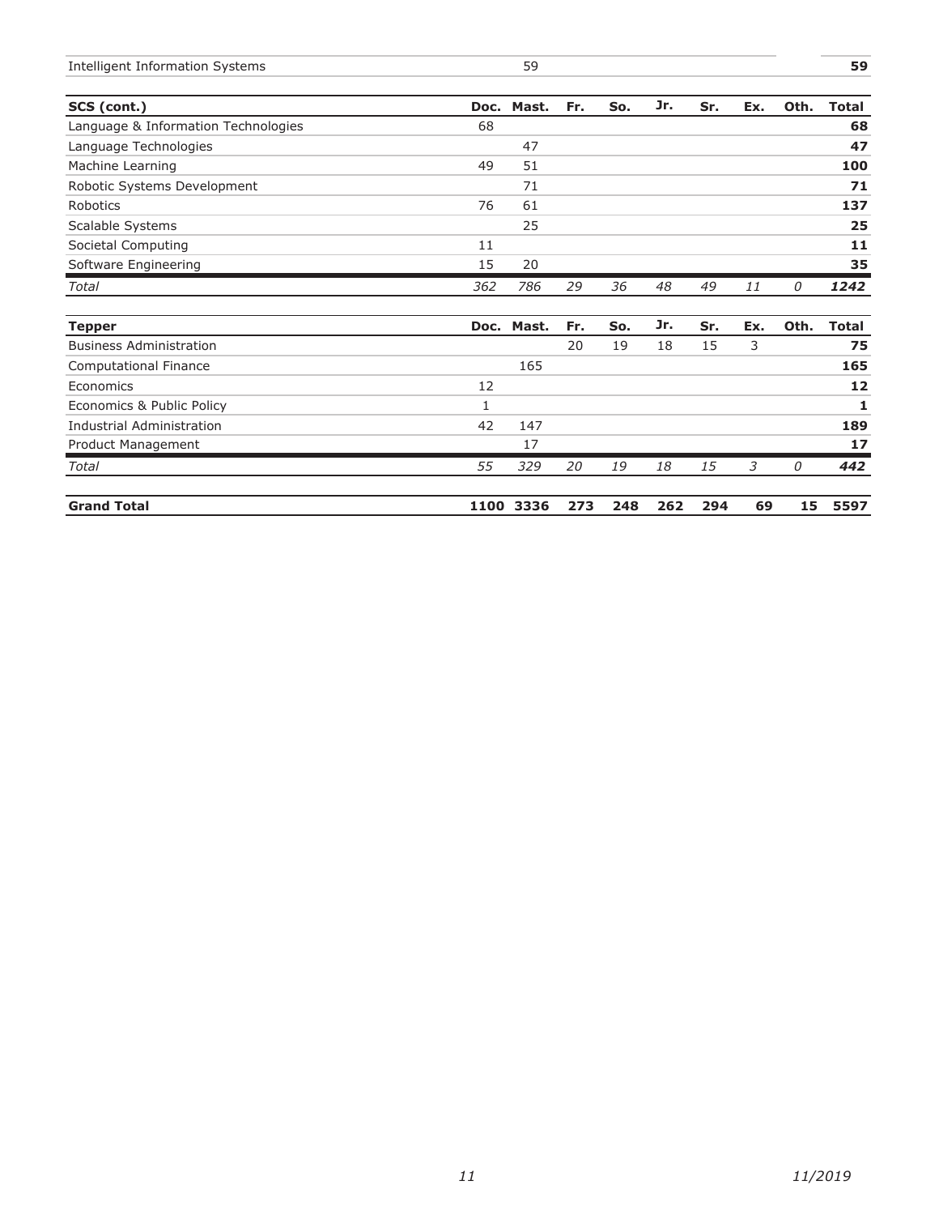| | Doc. | Mast. | Fr. | So. | Jr. | Sr. | Ex. | Oth. | Total |
|---|---|---|---|---|---|---|---|---|---|
| Intelligent Information Systems | | 59 | | | | | | | **59** |

| **SCS (cont.)** | **Doc.** | **Mast.** | **Fr.** | **So.** | **Jr.** | **Sr.** | **Ex.** | **Oth.** | **Total** |
|---|---|---|---|---|---|---|---|---|---|
| Language & Information Technologies | 68 | | | | | | | | **68** |
| Language Technologies | | 47 | | | | | | | **47** |
| Machine Learning | 49 | 51 | | | | | | | **100** |
| Robotic Systems Development | | 71 | | | | | | | **71** |
| Robotics | 76 | 61 | | | | | | | **137** |
| Scalable Systems | | 25 | | | | | | | **25** |
| Societal Computing | 11 | | | | | | | | **11** |
| Software Engineering | 15 | 20 | | | | | | | **35** |
| *Total* | *362* | *786* | *29* | *36* | *48* | *49* | *11* | *0* | ***1242*** |

| **Tepper** | **Doc.** | **Mast.** | **Fr.** | **So.** | **Jr.** | **Sr.** | **Ex.** | **Oth.** | **Total** |
|---|---|---|---|---|---|---|---|---|---|
| Business Administration | | | 20 | 19 | 18 | 15 | 3 | | **75** |
| Computational Finance | | 165 | | | | | | | **165** |
| Economics | 12 | | | | | | | | **12** |
| Economics & Public Policy | 1 | | | | | | | | **1** |
| Industrial Administration | 42 | 147 | | | | | | | **189** |
| Product Management | | 17 | | | | | | | **17** |
| *Total* | *55* | *329* | *20* | *19* | *18* | *15* | *3* | *0* | ***442*** |

| **Grand Total** | **1100** | **3336** | **273** | **248** | **262** | **294** | **69** | **15** | **5597** |
|---|---|---|---|---|---|---|---|---|---|

*11/2019*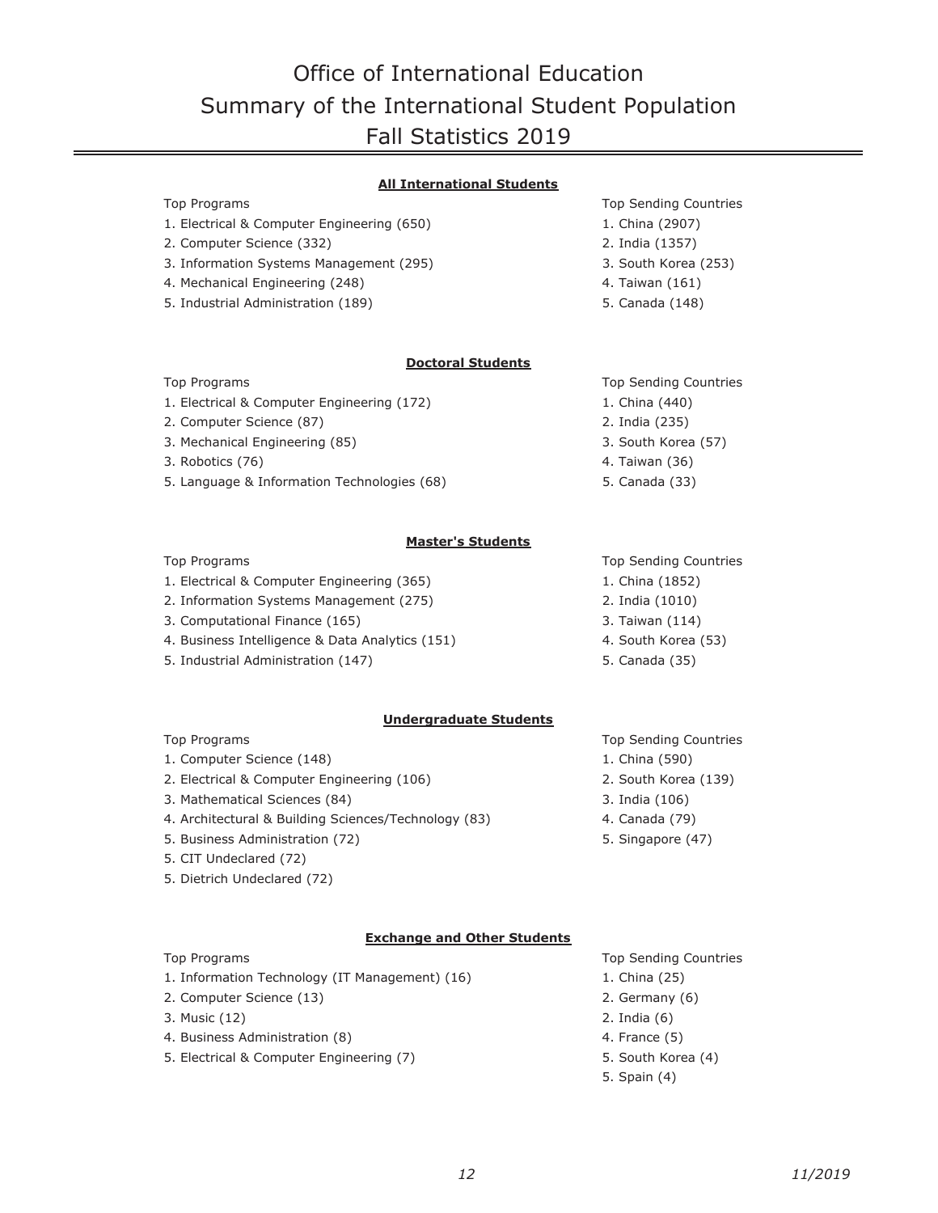# Office of International Education
# Summary of the International Student Population
# Fall Statistics 2019

## All International Students

Top Programs

1. Electrical & Computer Engineering (650)
2. Computer Science (332)
3. Information Systems Management (295)
4. Mechanical Engineering (248)
5. Industrial Administration (189)

Top Sending Countries

1. China (2907)
2. India (1357)
3. South Korea (253)
4. Taiwan (161)
5. Canada (148)

## Doctoral Students

Top Programs

1. Electrical & Computer Engineering (172)
2. Computer Science (87)
3. Mechanical Engineering (85)
3. Robotics (76)
5. Language & Information Technologies (68)

Top Sending Countries

1. China (440)
2. India (235)
3. South Korea (57)
4. Taiwan (36)
5. Canada (33)

## Master's Students

Top Programs

1. Electrical & Computer Engineering (365)
2. Information Systems Management (275)
3. Computational Finance (165)
4. Business Intelligence & Data Analytics (151)
5. Industrial Administration (147)

Top Sending Countries

1. China (1852)
2. India (1010)
3. Taiwan (114)
4. South Korea (53)
5. Canada (35)

## Undergraduate Students

Top Programs

1. Computer Science (148)
2. Electrical & Computer Engineering (106)
3. Mathematical Sciences (84)
4. Architectural & Building Sciences/Technology (83)
5. Business Administration (72)
5. CIT Undeclared (72)
5. Dietrich Undeclared (72)

Top Sending Countries

1. China (590)
2. South Korea (139)
3. India (106)
4. Canada (79)
5. Singapore (47)

## Exchange and Other Students

Top Programs

1. Information Technology (IT Management) (16)
2. Computer Science (13)
3. Music (12)
4. Business Administration (8)
5. Electrical & Computer Engineering (7)

Top Sending Countries

1. China (25)
2. Germany (6)
2. India (6)
4. France (5)
5. South Korea (4)
5. Spain (4)

11/2019